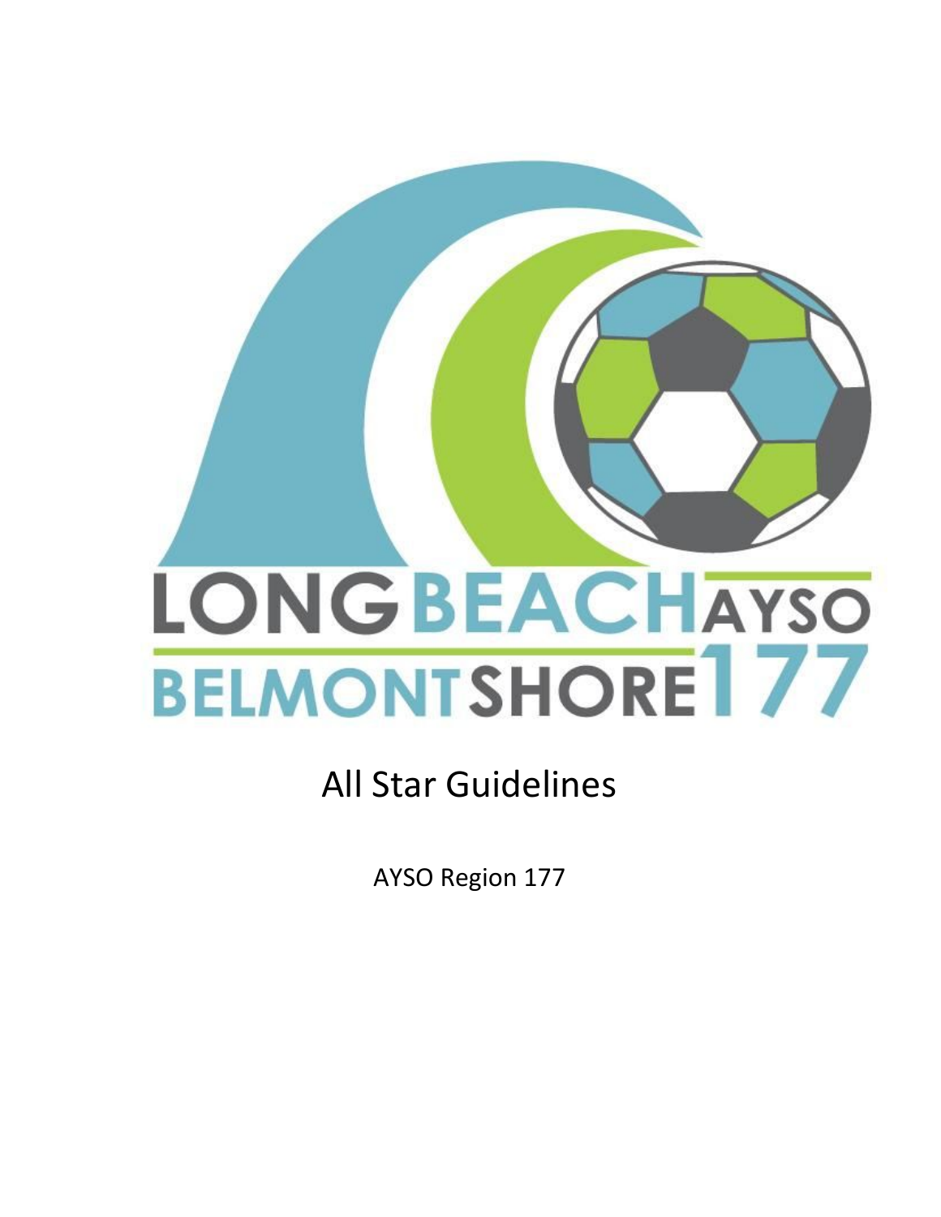LONG BEACH AYSO
BELMONT SHORE 177

# All Star Guidelines

AYSO Region 177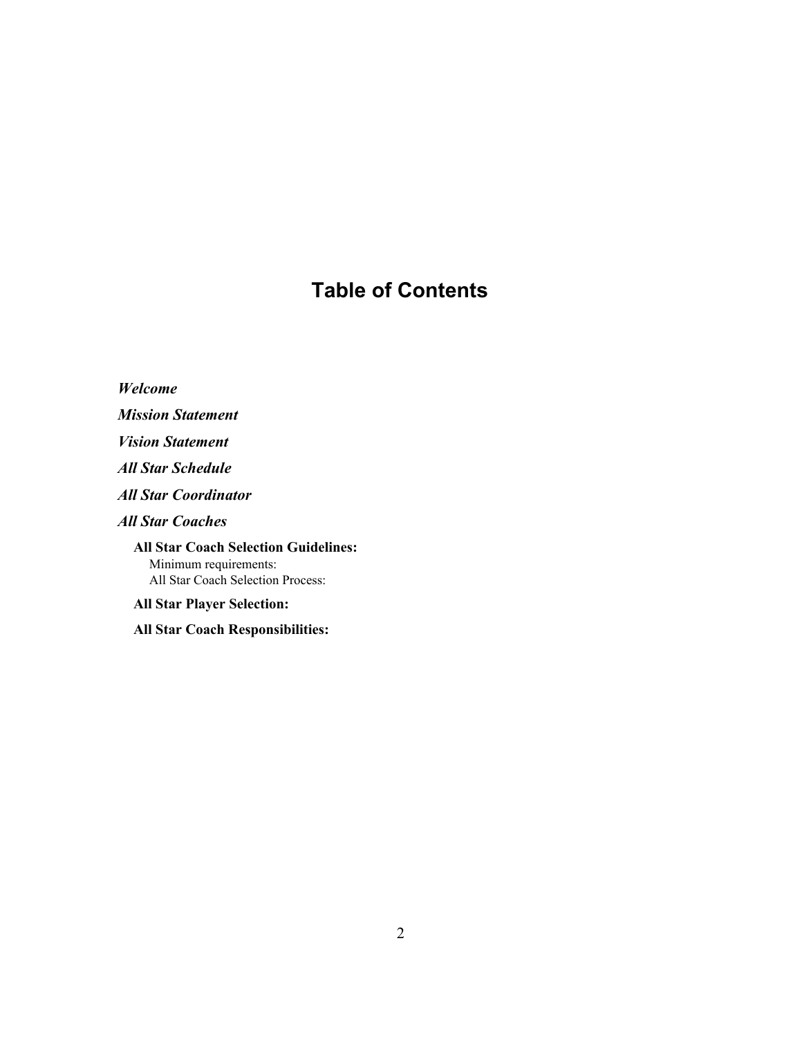# Table of Contents

***Welcome***

***Mission Statement***

***Vision Statement***

***All Star Schedule***

***All Star Coordinator***

***All Star Coaches***

- **All Star Coach Selection Guidelines:**
  - Minimum requirements:
  - All Star Coach Selection Process:
- **All Star Player Selection:**
- **All Star Coach Responsibilities:**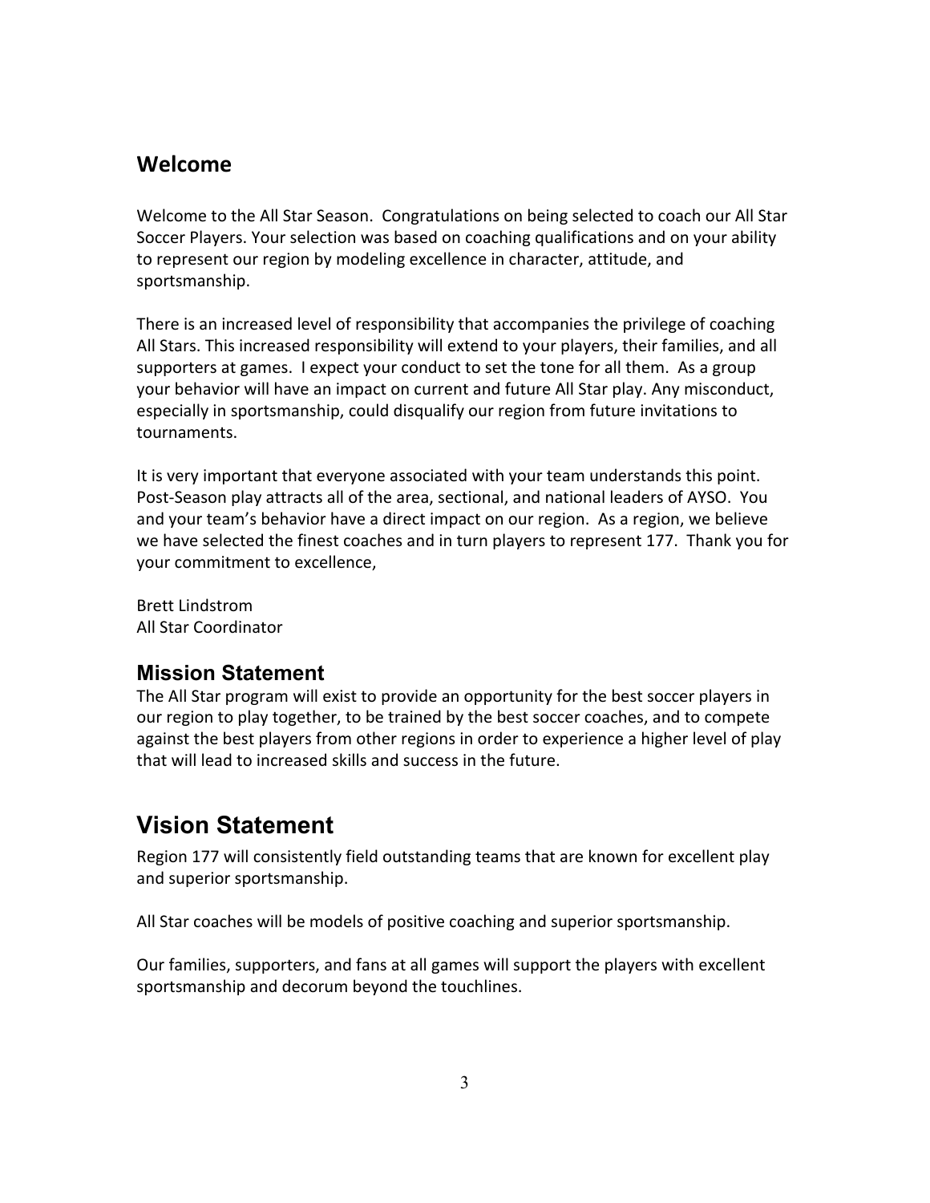## Welcome

Welcome to the All Star Season. Congratulations on being selected to coach our All Star Soccer Players. Your selection was based on coaching qualifications and on your ability to represent our region by modeling excellence in character, attitude, and sportsmanship.

There is an increased level of responsibility that accompanies the privilege of coaching All Stars. This increased responsibility will extend to your players, their families, and all supporters at games. I expect your conduct to set the tone for all them. As a group your behavior will have an impact on current and future All Star play. Any misconduct, especially in sportsmanship, could disqualify our region from future invitations to tournaments.

It is very important that everyone associated with your team understands this point. Post-Season play attracts all of the area, sectional, and national leaders of AYSO. You and your team's behavior have a direct impact on our region. As a region, we believe we have selected the finest coaches and in turn players to represent 177. Thank you for your commitment to excellence,

Brett Lindstrom
All Star Coordinator

## Mission Statement

The All Star program will exist to provide an opportunity for the best soccer players in our region to play together, to be trained by the best soccer coaches, and to compete against the best players from other regions in order to experience a higher level of play that will lead to increased skills and success in the future.

# Vision Statement

Region 177 will consistently field outstanding teams that are known for excellent play and superior sportsmanship.

All Star coaches will be models of positive coaching and superior sportsmanship.

Our families, supporters, and fans at all games will support the players with excellent sportsmanship and decorum beyond the touchlines.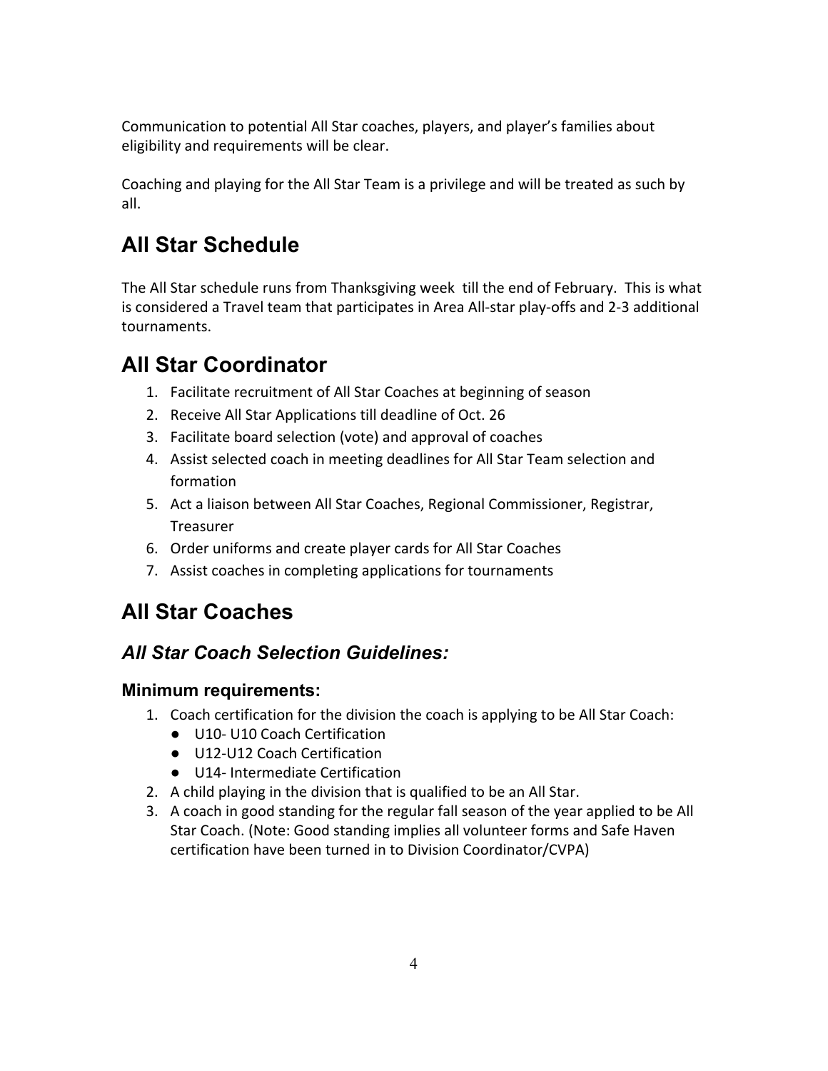Communication to potential All Star coaches, players, and player's families about eligibility and requirements will be clear.

Coaching and playing for the All Star Team is a privilege and will be treated as such by all.

# All Star Schedule

The All Star schedule runs from Thanksgiving week till the end of February. This is what is considered a Travel team that participates in Area All-star play-offs and 2-3 additional tournaments.

# All Star Coordinator

1. Facilitate recruitment of All Star Coaches at beginning of season
2. Receive All Star Applications till deadline of Oct. 26
3. Facilitate board selection (vote) and approval of coaches
4. Assist selected coach in meeting deadlines for All Star Team selection and formation
5. Act a liaison between All Star Coaches, Regional Commissioner, Registrar, Treasurer
6. Order uniforms and create player cards for All Star Coaches
7. Assist coaches in completing applications for tournaments

# All Star Coaches

## *All Star Coach Selection Guidelines:*

### Minimum requirements:

1. Coach certification for the division the coach is applying to be All Star Coach:
   - U10- U10 Coach Certification
   - U12-U12 Coach Certification
   - U14- Intermediate Certification
2. A child playing in the division that is qualified to be an All Star.
3. A coach in good standing for the regular fall season of the year applied to be All Star Coach. (Note: Good standing implies all volunteer forms and Safe Haven certification have been turned in to Division Coordinator/CVPA)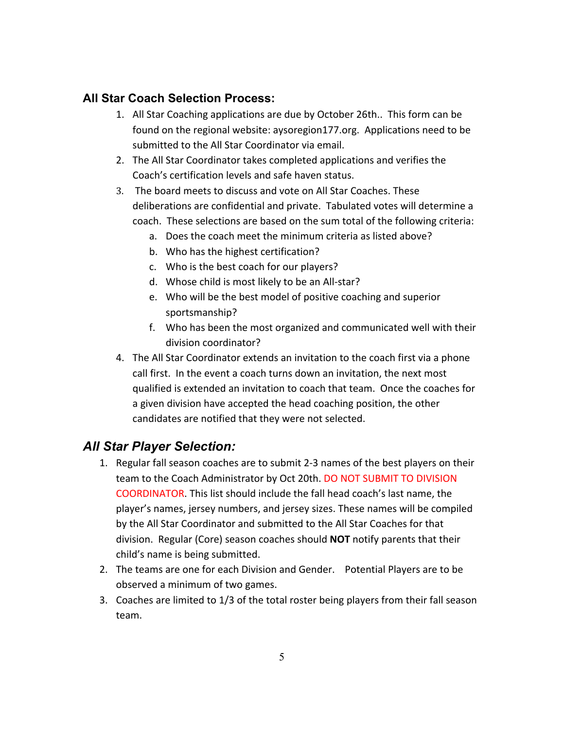### All Star Coach Selection Process:

1. All Star Coaching applications are due by October 26th.. This form can be found on the regional website: aysoregion177.org. Applications need to be submitted to the All Star Coordinator via email.
2. The All Star Coordinator takes completed applications and verifies the Coach's certification levels and safe haven status.
3. The board meets to discuss and vote on All Star Coaches. These deliberations are confidential and private. Tabulated votes will determine a coach. These selections are based on the sum total of the following criteria:
    a. Does the coach meet the minimum criteria as listed above?
    b. Who has the highest certification?
    c. Who is the best coach for our players?
    d. Whose child is most likely to be an All-star?
    e. Who will be the best model of positive coaching and superior sportsmanship?
    f. Who has been the most organized and communicated well with their division coordinator?
4. The All Star Coordinator extends an invitation to the coach first via a phone call first. In the event a coach turns down an invitation, the next most qualified is extended an invitation to coach that team. Once the coaches for a given division have accepted the head coaching position, the other candidates are notified that they were not selected.

### *All Star Player Selection:*

1. Regular fall season coaches are to submit 2-3 names of the best players on their team to the Coach Administrator by Oct 20th. DO NOT SUBMIT TO DIVISION COORDINATOR. This list should include the fall head coach's last name, the player's names, jersey numbers, and jersey sizes. These names will be compiled by the All Star Coordinator and submitted to the All Star Coaches for that division. Regular (Core) season coaches should **NOT** notify parents that their child's name is being submitted.
2. The teams are one for each Division and Gender. Potential Players are to be observed a minimum of two games.
3. Coaches are limited to 1/3 of the total roster being players from their fall season team.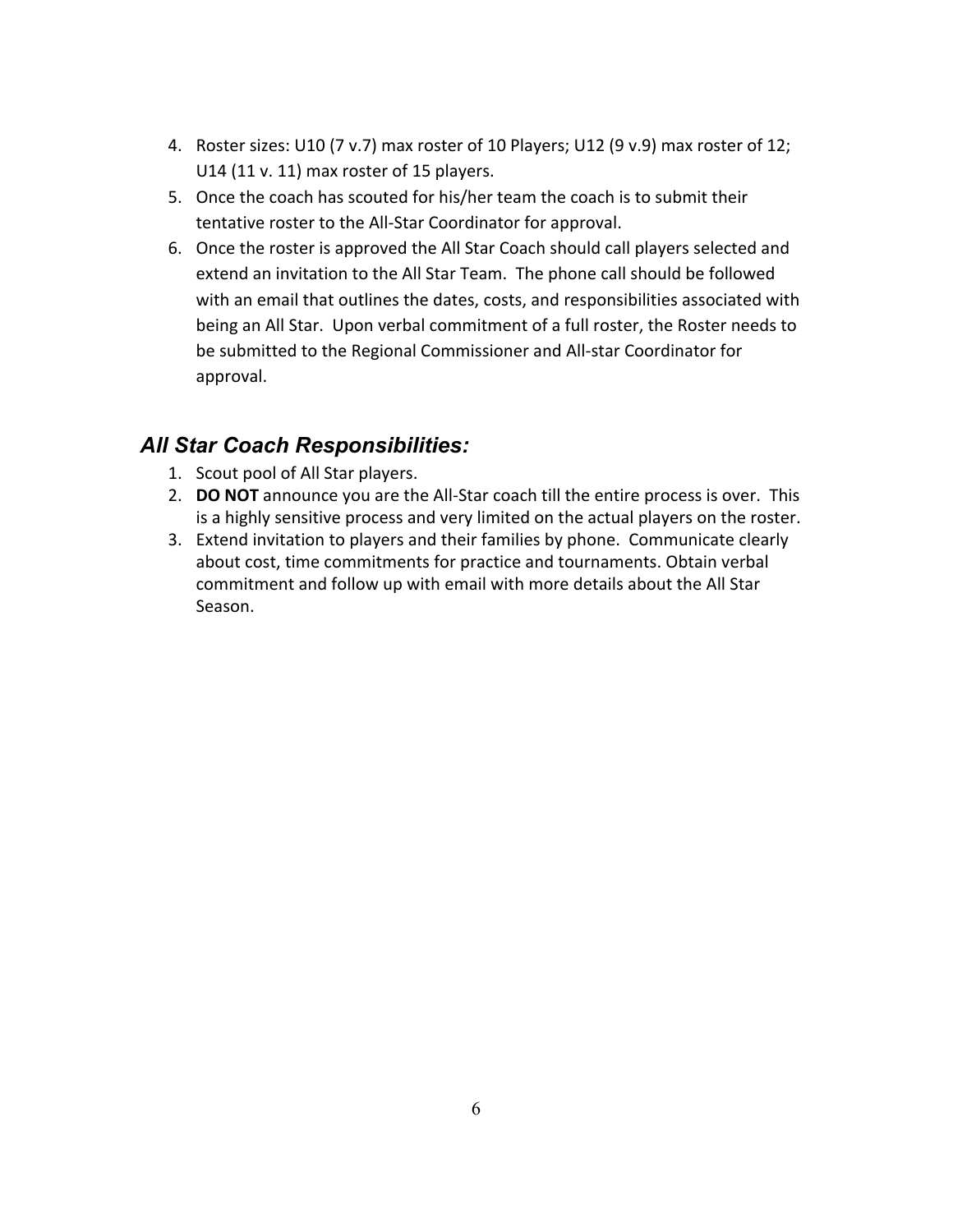4. Roster sizes: U10 (7 v.7) max roster of 10 Players; U12 (9 v.9) max roster of 12; U14 (11 v. 11) max roster of 15 players.
5. Once the coach has scouted for his/her team the coach is to submit their tentative roster to the All-Star Coordinator for approval.
6. Once the roster is approved the All Star Coach should call players selected and extend an invitation to the All Star Team. The phone call should be followed with an email that outlines the dates, costs, and responsibilities associated with being an All Star. Upon verbal commitment of a full roster, the Roster needs to be submitted to the Regional Commissioner and All-star Coordinator for approval.

## *All Star Coach Responsibilities:*

1. Scout pool of All Star players.
2. **DO NOT** announce you are the All-Star coach till the entire process is over. This is a highly sensitive process and very limited on the actual players on the roster.
3. Extend invitation to players and their families by phone. Communicate clearly about cost, time commitments for practice and tournaments. Obtain verbal commitment and follow up with email with more details about the All Star Season.